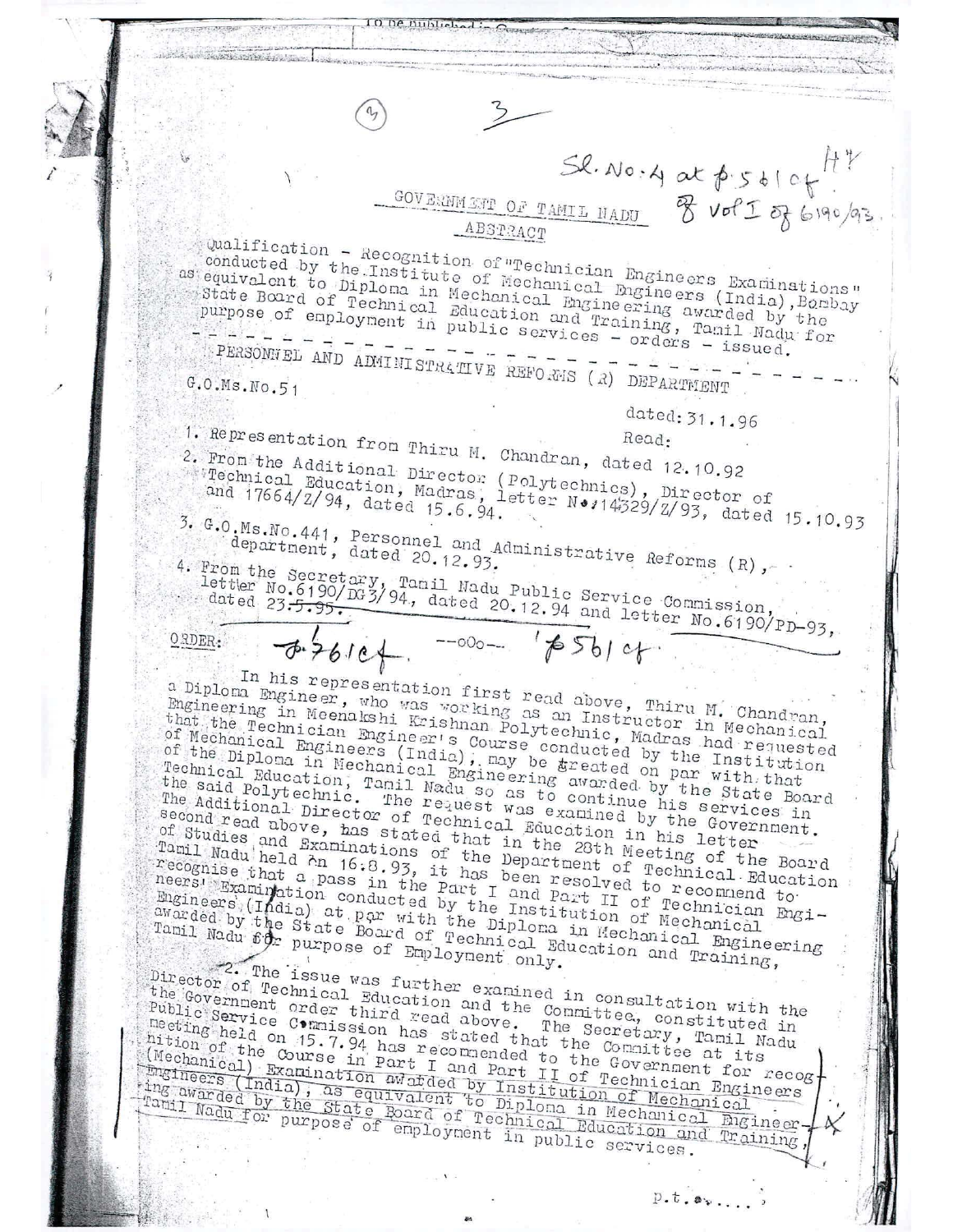(3) 3

Sl. No. 4 at p. 561 of H/ 8 Vol I of 6190/93.

## GOVERNMENT OF TAMIL NADU

### ABSTRACT

Qualification - Recognition of "Technician Engineers Examinations" conducted by the Institute of Mechanical Engineers (India), Bombay as equivalent to Diploma in Mechanical Engineering awarded by the State Board of Technical Education and Training, Tamil Nadu for purpose of employment in public services - orders - issued.

PERSONNEL AND ADMINISTRATIVE REFORMS (R) DEPARTMENT

G.O.Ms.No.51

dated: 31.1.96

Read:

1. Representation from Thiru M. Chandran, dated 12.10.92
2. From the Additional Director (Polytechnics), Director of Technical Education, Madras, letter No.14329/Z/93, dated 15.10.93 and 17664/Z/94, dated 15.6.94.
3. G.O.Ms.No.441, Personnel and Administrative Reforms (R), department, dated 20.12.93.
4. From the Secretary, Tamil Nadu Public Service Commission, letter No.6190/DG3/94, dated 20.12.94 and letter No.6190/PD-93, dated 23.5.95.

ORDER: p.761 cf. --ooo-- p561 cf

In his representation first read above, Thiru M. Chandran, a Diploma Engineer, who was working as an Instructor in Mechanical Engineering in Meenakshi Krishnan Polytechnic, Madras had requested that the Technician Engineer's Course conducted by the Institution of Mechanical Engineers (India), may be treated on par with that of the Diploma in Mechanical Engineering awarded by the State Board of Technical Education, Tamil Nadu so as to continue his services in the said Polytechnic. The request was examined by the Government. The Additional Director of Technical Education in his letter second read above, has stated that in the 28th Meeting of the Board of Studies and Examinations of the Department of Technical Education Tamil Nadu held on 16.8.93, it has been resolved to recommend to recognise that a pass in the Part I and Part II of Technician Engineers' Examination conducted by the Institution of Mechanical Engineers (India) at par with the Diploma in Mechanical Engineering awarded by the State Board of Technical Education and Training, Tamil Nadu for purpose of Employment only.

2. The issue was further examined in consultation with the Director of Technical Education and the Committee, constituted in the Government order third read above. The Secretary, Tamil Nadu Public Service Commission has stated that the Committee at its meeting held on 15.7.94 has recommended to the Government for recognition of the Course in Part I and Part II of Technician Engineers (Mechanical) Examination awarded by Institution of Mechanical Engineers (India), as equivalent to Diploma in Mechanical Engineering awarded by the State Board of Technical Education and Training, Tamil Nadu for purpose of employment in public services.

p.t.o....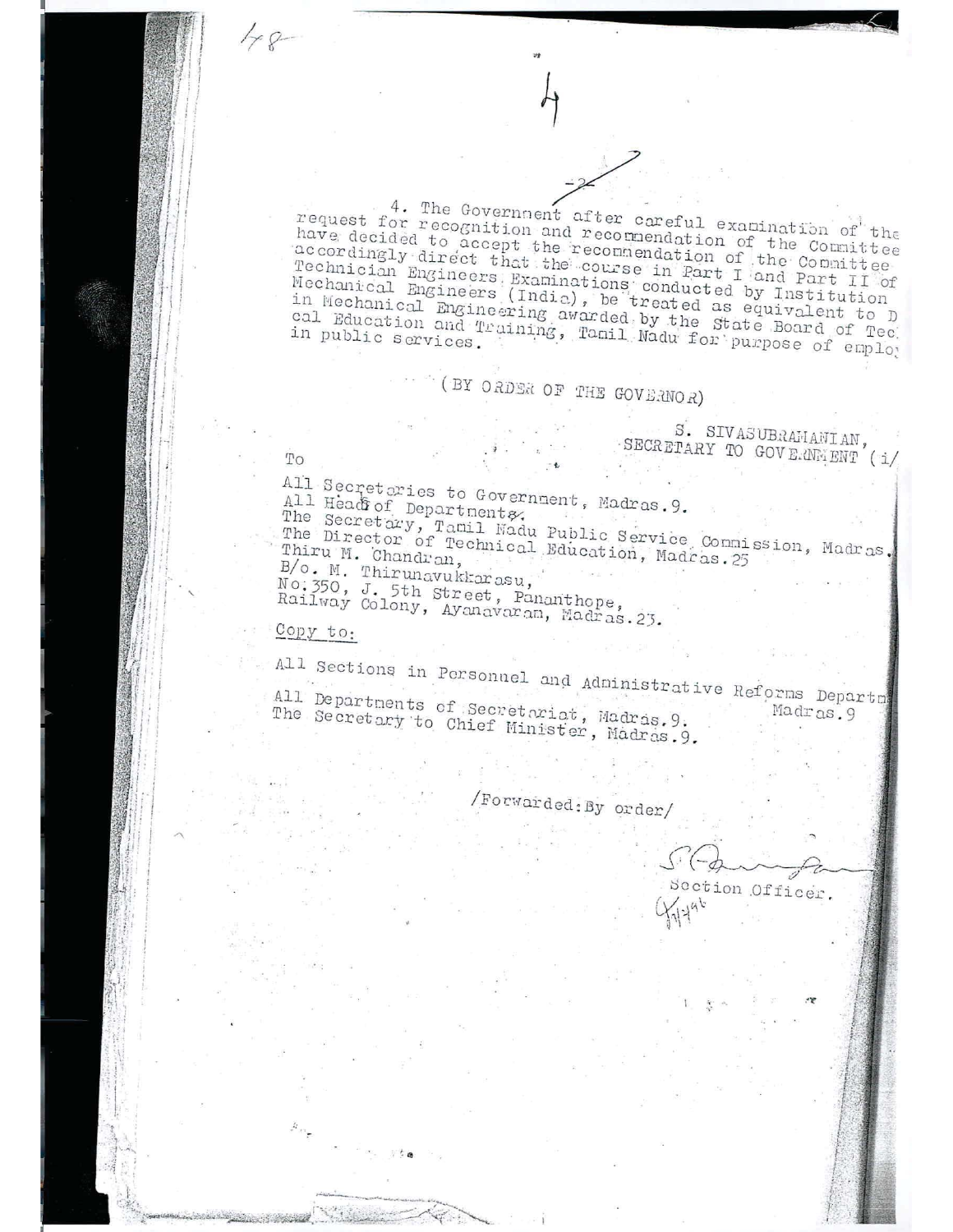4. The Government after careful examination of the request for recognition and recommendation of the Committee have decided to accept the recommendation of the Committee accordingly direct that the course in Part I and Part II of Technician Engineers Examinations conducted by Institution Mechanical Engineers (India), be treated as equivalent to D in Mechanical Engineering awarded by the State Board of Tec cal Education and Training, Tamil Nadu for purpose of emplo in public services.

(BY ORDER OF THE GOVERNOR)

S. SIVASUBRAMANIAN,
SECRETARY TO GOVERNMENT (i/

To

All Secretaries to Government, Madras.9.
All Head of Departments.
The Secretary, Tamil Nadu Public Service Commission, Madras.
The Director of Technical Education, Madras.25
Thiru M. Chandran,
B/o. M. Thirunavukkarasu,
No.350, J. 5th Street, Pananthope,
Railway Colony, Ayanavaram, Madras.23.

Copy to:

All Sections in Personnel and Administrative Reforms Departm Madras.9
All Departments of Secretariat, Madras.9.
The Secretary to Chief Minister, Madras.9.

/Forwarded:By order/

Section Officer.